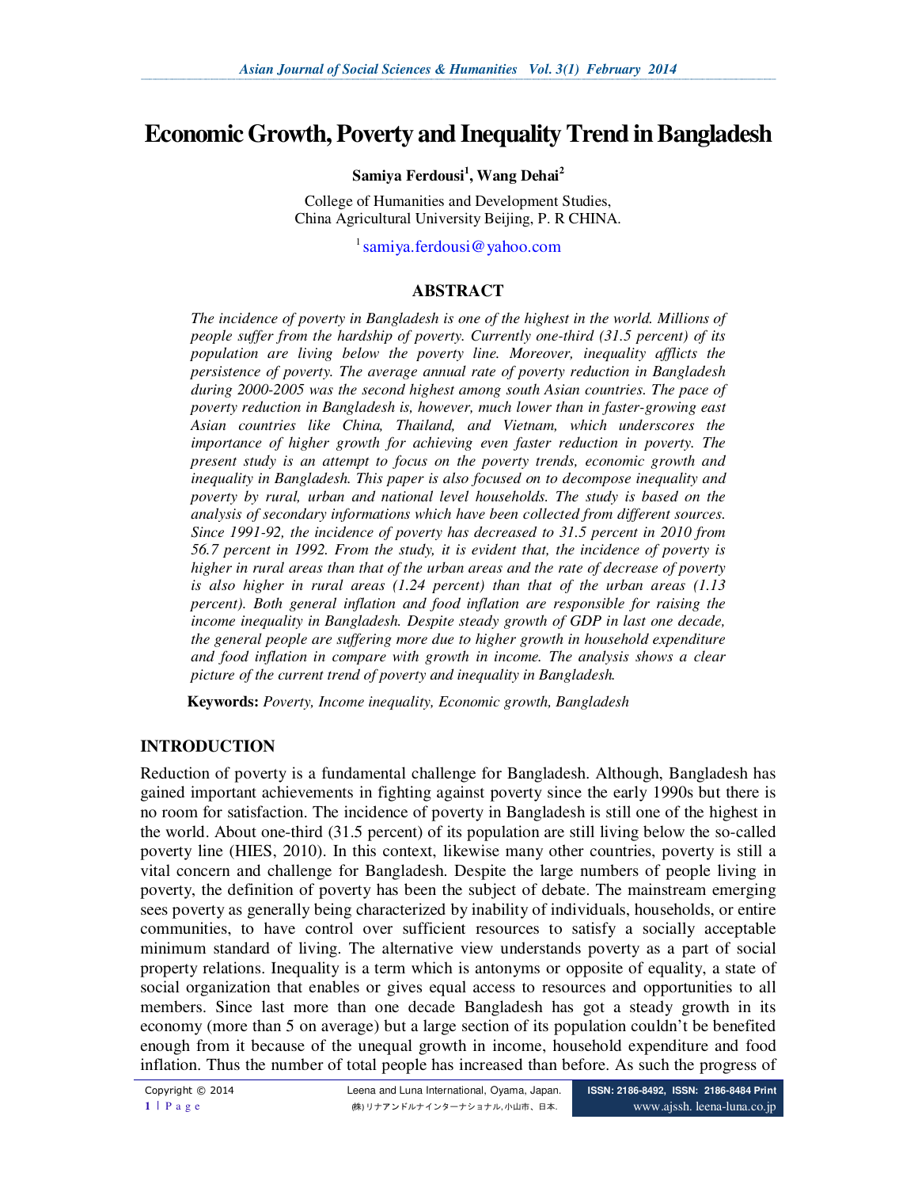# Economic Growth, Poverty and Inequality Trend in Bangladesh

**Samiya Ferdousi[1], Wang Dehai[2]**

College of Humanities and Development Studies,
China Agricultural University Beijing, P. R CHINA.

[1] samiya.ferdousi@yahoo.com

## ABSTRACT

*The incidence of poverty in Bangladesh is one of the highest in the world. Millions of people suffer from the hardship of poverty. Currently one-third (31.5 percent) of its population are living below the poverty line. Moreover, inequality afflicts the persistence of poverty. The average annual rate of poverty reduction in Bangladesh during 2000-2005 was the second highest among south Asian countries. The pace of poverty reduction in Bangladesh is, however, much lower than in faster-growing east Asian countries like China, Thailand, and Vietnam, which underscores the importance of higher growth for achieving even faster reduction in poverty. The present study is an attempt to focus on the poverty trends, economic growth and inequality in Bangladesh. This paper is also focused on to decompose inequality and poverty by rural, urban and national level households. The study is based on the analysis of secondary informations which have been collected from different sources. Since 1991-92, the incidence of poverty has decreased to 31.5 percent in 2010 from 56.7 percent in 1992. From the study, it is evident that, the incidence of poverty is higher in rural areas than that of the urban areas and the rate of decrease of poverty is also higher in rural areas (1.24 percent) than that of the urban areas (1.13 percent). Both general inflation and food inflation are responsible for raising the income inequality in Bangladesh. Despite steady growth of GDP in last one decade, the general people are suffering more due to higher growth in household expenditure and food inflation in compare with growth in income. The analysis shows a clear picture of the current trend of poverty and inequality in Bangladesh.*

**Keywords:** *Poverty, Income inequality, Economic growth, Bangladesh*

## INTRODUCTION

Reduction of poverty is a fundamental challenge for Bangladesh. Although, Bangladesh has gained important achievements in fighting against poverty since the early 1990s but there is no room for satisfaction. The incidence of poverty in Bangladesh is still one of the highest in the world. About one-third (31.5 percent) of its population are still living below the so-called poverty line (HIES, 2010). In this context, likewise many other countries, poverty is still a vital concern and challenge for Bangladesh. Despite the large numbers of people living in poverty, the definition of poverty has been the subject of debate. The mainstream emerging sees poverty as generally being characterized by inability of individuals, households, or entire communities, to have control over sufficient resources to satisfy a socially acceptable minimum standard of living. The alternative view understands poverty as a part of social property relations. Inequality is a term which is antonyms or opposite of equality, a state of social organization that enables or gives equal access to resources and opportunities to all members. Since last more than one decade Bangladesh has got a steady growth in its economy (more than 5 on average) but a large section of its population couldn't be benefited enough from it because of the unequal growth in income, household expenditure and food inflation. Thus the number of total people has increased than before. As such the progress of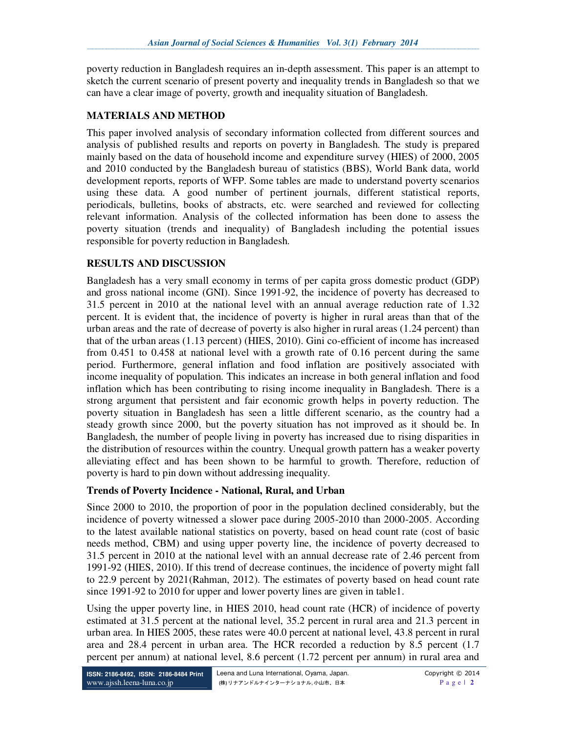poverty reduction in Bangladesh requires an in-depth assessment. This paper is an attempt to sketch the current scenario of present poverty and inequality trends in Bangladesh so that we can have a clear image of poverty, growth and inequality situation of Bangladesh.

## MATERIALS AND METHOD

This paper involved analysis of secondary information collected from different sources and analysis of published results and reports on poverty in Bangladesh. The study is prepared mainly based on the data of household income and expenditure survey (HIES) of 2000, 2005 and 2010 conducted by the Bangladesh bureau of statistics (BBS), World Bank data, world development reports, reports of WFP. Some tables are made to understand poverty scenarios using these data. A good number of pertinent journals, different statistical reports, periodicals, bulletins, books of abstracts, etc. were searched and reviewed for collecting relevant information. Analysis of the collected information has been done to assess the poverty situation (trends and inequality) of Bangladesh including the potential issues responsible for poverty reduction in Bangladesh.

## RESULTS AND DISCUSSION

Bangladesh has a very small economy in terms of per capita gross domestic product (GDP) and gross national income (GNI). Since 1991-92, the incidence of poverty has decreased to 31.5 percent in 2010 at the national level with an annual average reduction rate of 1.32 percent. It is evident that, the incidence of poverty is higher in rural areas than that of the urban areas and the rate of decrease of poverty is also higher in rural areas (1.24 percent) than that of the urban areas (1.13 percent) (HIES, 2010). Gini co-efficient of income has increased from 0.451 to 0.458 at national level with a growth rate of 0.16 percent during the same period. Furthermore, general inflation and food inflation are positively associated with income inequality of population. This indicates an increase in both general inflation and food inflation which has been contributing to rising income inequality in Bangladesh. There is a strong argument that persistent and fair economic growth helps in poverty reduction. The poverty situation in Bangladesh has seen a little different scenario, as the country had a steady growth since 2000, but the poverty situation has not improved as it should be. In Bangladesh, the number of people living in poverty has increased due to rising disparities in the distribution of resources within the country. Unequal growth pattern has a weaker poverty alleviating effect and has been shown to be harmful to growth. Therefore, reduction of poverty is hard to pin down without addressing inequality.

### Trends of Poverty Incidence - National, Rural, and Urban

Since 2000 to 2010, the proportion of poor in the population declined considerably, but the incidence of poverty witnessed a slower pace during 2005-2010 than 2000-2005. According to the latest available national statistics on poverty, based on head count rate (cost of basic needs method, CBM) and using upper poverty line, the incidence of poverty decreased to 31.5 percent in 2010 at the national level with an annual decrease rate of 2.46 percent from 1991-92 (HIES, 2010). If this trend of decrease continues, the incidence of poverty might fall to 22.9 percent by 2021(Rahman, 2012). The estimates of poverty based on head count rate since 1991-92 to 2010 for upper and lower poverty lines are given in table1.

Using the upper poverty line, in HIES 2010, head count rate (HCR) of incidence of poverty estimated at 31.5 percent at the national level, 35.2 percent in rural area and 21.3 percent in urban area. In HIES 2005, these rates were 40.0 percent at national level, 43.8 percent in rural area and 28.4 percent in urban area. The HCR recorded a reduction by 8.5 percent (1.7 percent per annum) at national level, 8.6 percent (1.72 percent per annum) in rural area and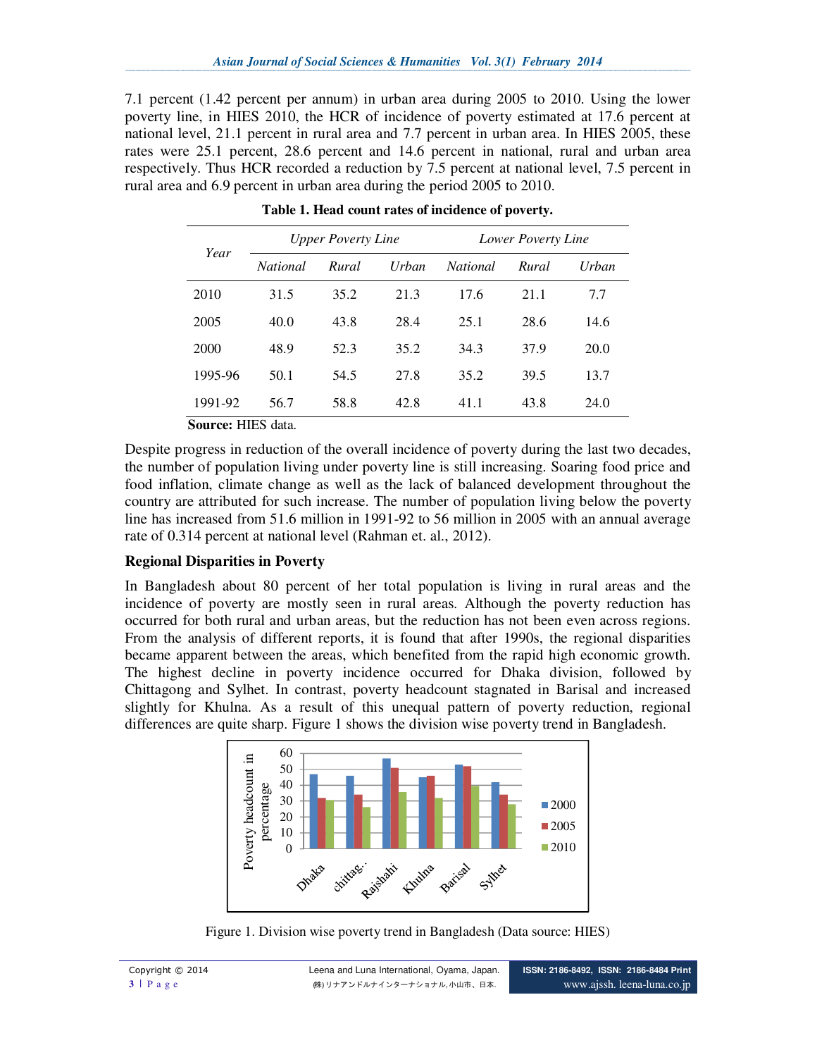7.1 percent (1.42 percent per annum) in urban area during 2005 to 2010. Using the lower poverty line, in HIES 2010, the HCR of incidence of poverty estimated at 17.6 percent at national level, 21.1 percent in rural area and 7.7 percent in urban area. In HIES 2005, these rates were 25.1 percent, 28.6 percent and 14.6 percent in national, rural and urban area respectively. Thus HCR recorded a reduction by 7.5 percent at national level, 7.5 percent in rural area and 6.9 percent in urban area during the period 2005 to 2010.

**Table 1. Head count rates of incidence of poverty.**

| *Year* | *Upper Poverty Line* | | | *Lower Poverty Line* | | |
|---|---|---|---|---|---|---|
| | *National* | *Rural* | *Urban* | *National* | *Rural* | *Urban* |
| 2010 | 31.5 | 35.2 | 21.3 | 17.6 | 21.1 | 7.7 |
| 2005 | 40.0 | 43.8 | 28.4 | 25.1 | 28.6 | 14.6 |
| 2000 | 48.9 | 52.3 | 35.2 | 34.3 | 37.9 | 20.0 |
| 1995-96 | 50.1 | 54.5 | 27.8 | 35.2 | 39.5 | 13.7 |
| 1991-92 | 56.7 | 58.8 | 42.8 | 41.1 | 43.8 | 24.0 |

**Source:** HIES data.

Despite progress in reduction of the overall incidence of poverty during the last two decades, the number of population living under poverty line is still increasing. Soaring food price and food inflation, climate change as well as the lack of balanced development throughout the country are attributed for such increase. The number of population living below the poverty line has increased from 51.6 million in 1991-92 to 56 million in 2005 with an annual average rate of 0.314 percent at national level (Rahman et. al., 2012).

**Regional Disparities in Poverty**

In Bangladesh about 80 percent of her total population is living in rural areas and the incidence of poverty are mostly seen in rural areas. Although the poverty reduction has occurred for both rural and urban areas, but the reduction has not been even across regions. From the analysis of different reports, it is found that after 1990s, the regional disparities became apparent between the areas, which benefited from the rapid high economic growth. The highest decline in poverty incidence occurred for Dhaka division, followed by Chittagong and Sylhet. In contrast, poverty headcount stagnated in Barisal and increased slightly for Khulna. As a result of this unequal pattern of poverty reduction, regional differences are quite sharp. Figure 1 shows the division wise poverty trend in Bangladesh.

Figure 1. Division wise poverty trend in Bangladesh (Data source: HIES)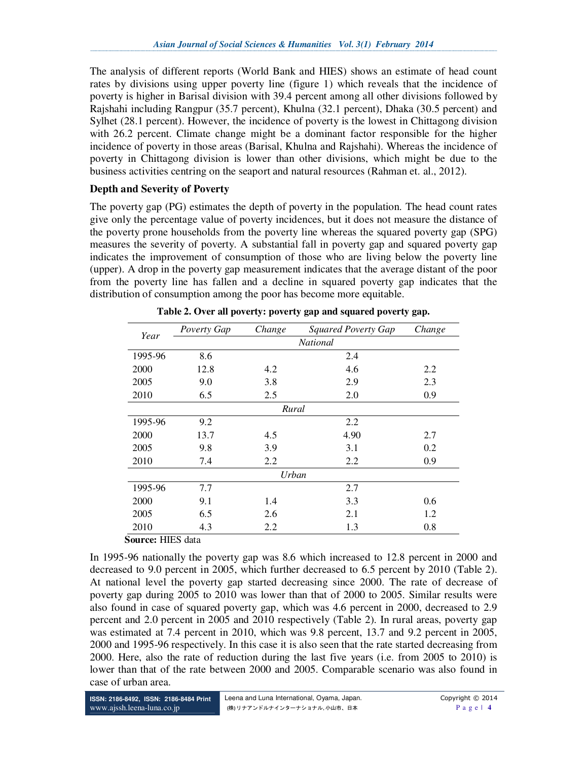The analysis of different reports (World Bank and HIES) shows an estimate of head count rates by divisions using upper poverty line (figure 1) which reveals that the incidence of poverty is higher in Barisal division with 39.4 percent among all other divisions followed by Rajshahi including Rangpur (35.7 percent), Khulna (32.1 percent), Dhaka (30.5 percent) and Sylhet (28.1 percent). However, the incidence of poverty is the lowest in Chittagong division with 26.2 percent. Climate change might be a dominant factor responsible for the higher incidence of poverty in those areas (Barisal, Khulna and Rajshahi). Whereas the incidence of poverty in Chittagong division is lower than other divisions, which might be due to the business activities centring on the seaport and natural resources (Rahman et. al., 2012).

**Depth and Severity of Poverty**

The poverty gap (PG) estimates the depth of poverty in the population. The head count rates give only the percentage value of poverty incidences, but it does not measure the distance of the poverty prone households from the poverty line whereas the squared poverty gap (SPG) measures the severity of poverty. A substantial fall in poverty gap and squared poverty gap indicates the improvement of consumption of those who are living below the poverty line (upper). A drop in the poverty gap measurement indicates that the average distant of the poor from the poverty line has fallen and a decline in squared poverty gap indicates that the distribution of consumption among the poor has become more equitable.

**Table 2. Over all poverty: poverty gap and squared poverty gap.**

| Year | *Poverty Gap* | *Change* | *Squared Poverty Gap* | *Change* |
|---|---|---|---|---|
| | | *National* | | |
| 1995-96 | 8.6 | | 2.4 | |
| 2000 | 12.8 | 4.2 | 4.6 | 2.2 |
| 2005 | 9.0 | 3.8 | 2.9 | 2.3 |
| 2010 | 6.5 | 2.5 | 2.0 | 0.9 |
| | | *Rural* | | |
| 1995-96 | 9.2 | | 2.2 | |
| 2000 | 13.7 | 4.5 | 4.90 | 2.7 |
| 2005 | 9.8 | 3.9 | 3.1 | 0.2 |
| 2010 | 7.4 | 2.2 | 2.2 | 0.9 |
| | | *Urban* | | |
| 1995-96 | 7.7 | | 2.7 | |
| 2000 | 9.1 | 1.4 | 3.3 | 0.6 |
| 2005 | 6.5 | 2.6 | 2.1 | 1.2 |
| 2010 | 4.3 | 2.2 | 1.3 | 0.8 |

**Source:** HIES data

In 1995-96 nationally the poverty gap was 8.6 which increased to 12.8 percent in 2000 and decreased to 9.0 percent in 2005, which further decreased to 6.5 percent by 2010 (Table 2). At national level the poverty gap started decreasing since 2000. The rate of decrease of poverty gap during 2005 to 2010 was lower than that of 2000 to 2005. Similar results were also found in case of squared poverty gap, which was 4.6 percent in 2000, decreased to 2.9 percent and 2.0 percent in 2005 and 2010 respectively (Table 2). In rural areas, poverty gap was estimated at 7.4 percent in 2010, which was 9.8 percent, 13.7 and 9.2 percent in 2005, 2000 and 1995-96 respectively. In this case it is also seen that the rate started decreasing from 2000. Here, also the rate of reduction during the last five years (i.e. from 2005 to 2010) is lower than that of the rate between 2000 and 2005. Comparable scenario was also found in case of urban area.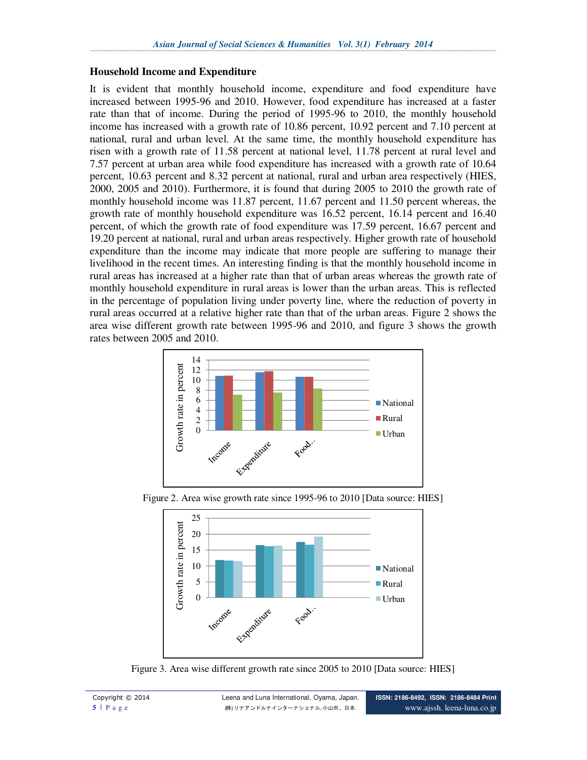## Household Income and Expenditure

It is evident that monthly household income, expenditure and food expenditure have increased between 1995-96 and 2010. However, food expenditure has increased at a faster rate than that of income. During the period of 1995-96 to 2010, the monthly household income has increased with a growth rate of 10.86 percent, 10.92 percent and 7.10 percent at national, rural and urban level. At the same time, the monthly household expenditure has risen with a growth rate of 11.58 percent at national level, 11.78 percent at rural level and 7.57 percent at urban area while food expenditure has increased with a growth rate of 10.64 percent, 10.63 percent and 8.32 percent at national, rural and urban area respectively (HIES, 2000, 2005 and 2010). Furthermore, it is found that during 2005 to 2010 the growth rate of monthly household income was 11.87 percent, 11.67 percent and 11.50 percent whereas, the growth rate of monthly household expenditure was 16.52 percent, 16.14 percent and 16.40 percent, of which the growth rate of food expenditure was 17.59 percent, 16.67 percent and 19.20 percent at national, rural and urban areas respectively. Higher growth rate of household expenditure than the income may indicate that more people are suffering to manage their livelihood in the recent times. An interesting finding is that the monthly household income in rural areas has increased at a higher rate than that of urban areas whereas the growth rate of monthly household expenditure in rural areas is lower than the urban areas. This is reflected in the percentage of population living under poverty line, where the reduction of poverty in rural areas occurred at a relative higher rate than that of the urban areas. Figure 2 shows the area wise different growth rate between 1995-96 and 2010, and figure 3 shows the growth rates between 2005 and 2010.

Figure 2. Area wise growth rate since 1995-96 to 2010 [Data source: HIES]

Figure 3. Area wise different growth rate since 2005 to 2010 [Data source: HIES]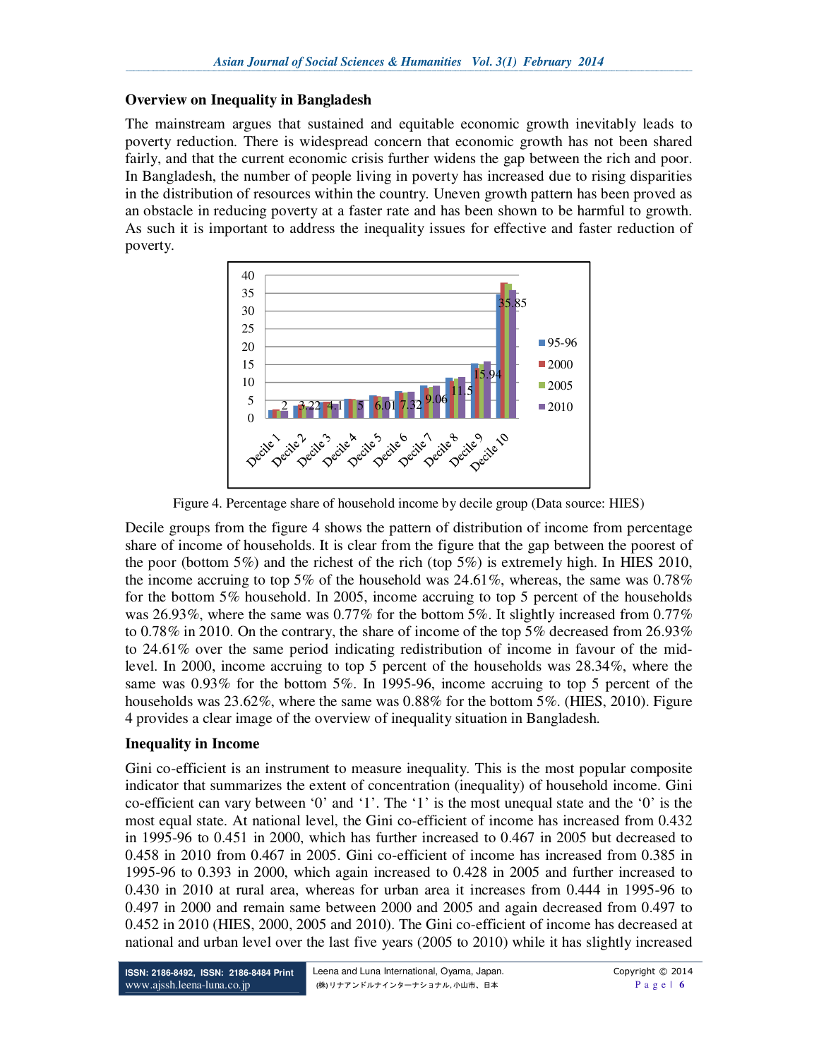## Overview on Inequality in Bangladesh

The mainstream argues that sustained and equitable economic growth inevitably leads to poverty reduction. There is widespread concern that economic growth has not been shared fairly, and that the current economic crisis further widens the gap between the rich and poor. In Bangladesh, the number of people living in poverty has increased due to rising disparities in the distribution of resources within the country. Uneven growth pattern has been proved as an obstacle in reducing poverty at a faster rate and has been shown to be harmful to growth. As such it is important to address the inequality issues for effective and faster reduction of poverty.

Figure 4. Percentage share of household income by decile group (Data source: HIES)

Decile groups from the figure 4 shows the pattern of distribution of income from percentage share of income of households. It is clear from the figure that the gap between the poorest of the poor (bottom 5%) and the richest of the rich (top 5%) is extremely high. In HIES 2010, the income accruing to top 5% of the household was 24.61%, whereas, the same was 0.78% for the bottom 5% household. In 2005, income accruing to top 5 percent of the households was 26.93%, where the same was 0.77% for the bottom 5%. It slightly increased from 0.77% to 0.78% in 2010. On the contrary, the share of income of the top 5% decreased from 26.93% to 24.61% over the same period indicating redistribution of income in favour of the mid-level. In 2000, income accruing to top 5 percent of the households was 28.34%, where the same was 0.93% for the bottom 5%. In 1995-96, income accruing to top 5 percent of the households was 23.62%, where the same was 0.88% for the bottom 5%. (HIES, 2010). Figure 4 provides a clear image of the overview of inequality situation in Bangladesh.

## Inequality in Income

Gini co-efficient is an instrument to measure inequality. This is the most popular composite indicator that summarizes the extent of concentration (inequality) of household income. Gini co-efficient can vary between '0' and '1'. The '1' is the most unequal state and the '0' is the most equal state. At national level, the Gini co-efficient of income has increased from 0.432 in 1995-96 to 0.451 in 2000, which has further increased to 0.467 in 2005 but decreased to 0.458 in 2010 from 0.467 in 2005. Gini co-efficient of income has increased from 0.385 in 1995-96 to 0.393 in 2000, which again increased to 0.428 in 2005 and further increased to 0.430 in 2010 at rural area, whereas for urban area it increases from 0.444 in 1995-96 to 0.497 in 2000 and remain same between 2000 and 2005 and again decreased from 0.497 to 0.452 in 2010 (HIES, 2000, 2005 and 2010). The Gini co-efficient of income has decreased at national and urban level over the last five years (2005 to 2010) while it has slightly increased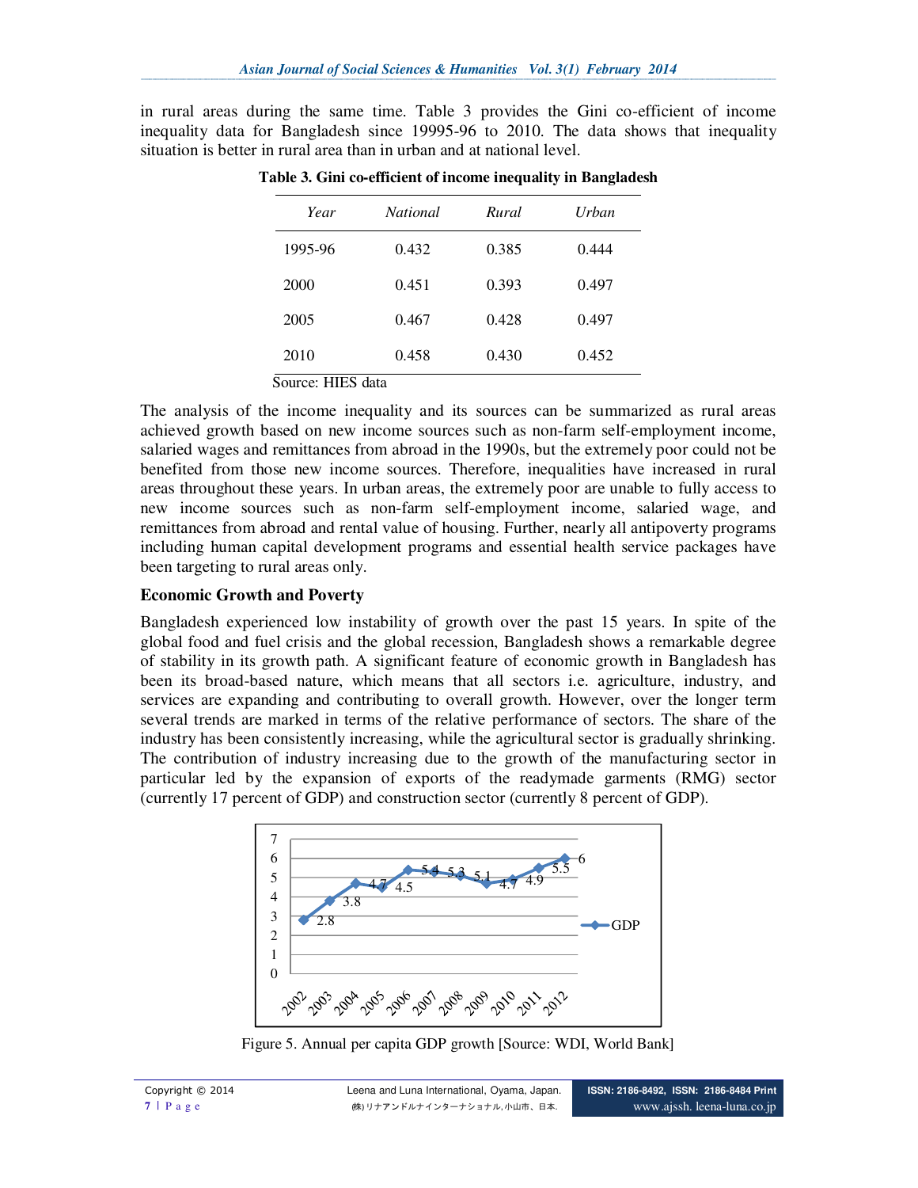in rural areas during the same time. Table 3 provides the Gini co-efficient of income inequality data for Bangladesh since 19995-96 to 2010. The data shows that inequality situation is better in rural area than in urban and at national level.

**Table 3. Gini co-efficient of income inequality in Bangladesh**

| *Year* | *National* | *Rural* | *Urban* |
|---|---|---|---|
| 1995-96 | 0.432 | 0.385 | 0.444 |
| 2000 | 0.451 | 0.393 | 0.497 |
| 2005 | 0.467 | 0.428 | 0.497 |
| 2010 | 0.458 | 0.430 | 0.452 |

Source: HIES data

The analysis of the income inequality and its sources can be summarized as rural areas achieved growth based on new income sources such as non-farm self-employment income, salaried wages and remittances from abroad in the 1990s, but the extremely poor could not be benefited from those new income sources. Therefore, inequalities have increased in rural areas throughout these years. In urban areas, the extremely poor are unable to fully access to new income sources such as non-farm self-employment income, salaried wage, and remittances from abroad and rental value of housing. Further, nearly all antipoverty programs including human capital development programs and essential health service packages have been targeting to rural areas only.

## Economic Growth and Poverty

Bangladesh experienced low instability of growth over the past 15 years. In spite of the global food and fuel crisis and the global recession, Bangladesh shows a remarkable degree of stability in its growth path. A significant feature of economic growth in Bangladesh has been its broad-based nature, which means that all sectors i.e. agriculture, industry, and services are expanding and contributing to overall growth. However, over the longer term several trends are marked in terms of the relative performance of sectors. The share of the industry has been consistently increasing, while the agricultural sector is gradually shrinking. The contribution of industry increasing due to the growth of the manufacturing sector in particular led by the expansion of exports of the readymade garments (RMG) sector (currently 17 percent of GDP) and construction sector (currently 8 percent of GDP).

| Year | 2002 | 2003 | 2004 | 2005 | 2006 | 2007 | 2008 | 2009 | 2010 | 2011 | 2012 |
|---|---|---|---|---|---|---|---|---|---|---|---|
| GDP | 2.8 | 3.8 | 4.7 | 4.5 | 5.4 | 5.3 | 5.1 | 4.7 | 4.9 | 5.5 | 6 |

Figure 5. Annual per capita GDP growth [Source: WDI, World Bank]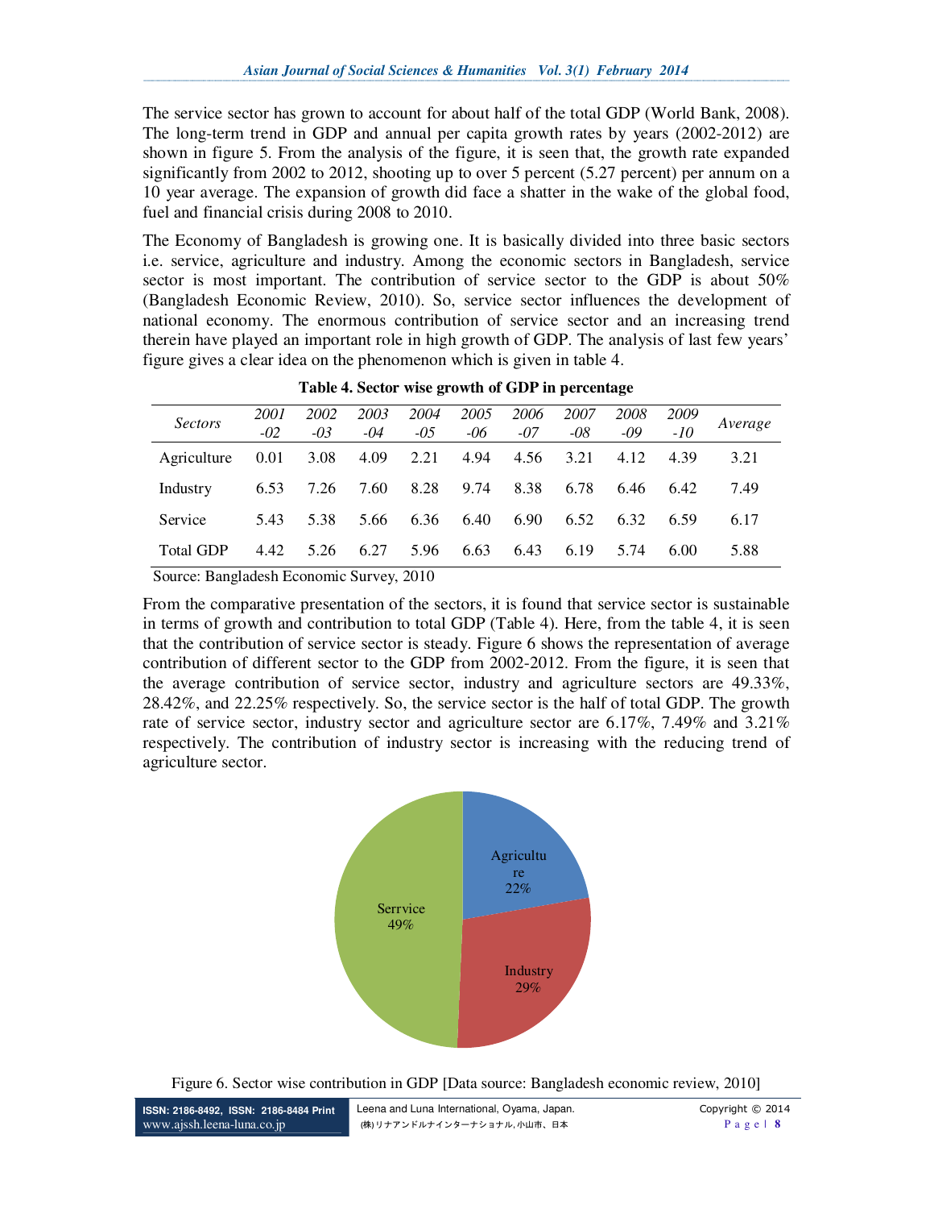The service sector has grown to account for about half of the total GDP (World Bank, 2008). The long-term trend in GDP and annual per capita growth rates by years (2002-2012) are shown in figure 5. From the analysis of the figure, it is seen that, the growth rate expanded significantly from 2002 to 2012, shooting up to over 5 percent (5.27 percent) per annum on a 10 year average. The expansion of growth did face a shatter in the wake of the global food, fuel and financial crisis during 2008 to 2010.

The Economy of Bangladesh is growing one. It is basically divided into three basic sectors i.e. service, agriculture and industry. Among the economic sectors in Bangladesh, service sector is most important. The contribution of service sector to the GDP is about 50% (Bangladesh Economic Review, 2010). So, service sector influences the development of national economy. The enormous contribution of service sector and an increasing trend therein have played an important role in high growth of GDP. The analysis of last few years' figure gives a clear idea on the phenomenon which is given in table 4.

**Table 4. Sector wise growth of GDP in percentage**

| *Sectors* | *2001-02* | *2002-03* | *2003-04* | *2004-05* | *2005-06* | *2006-07* | *2007-08* | *2008-09* | *2009-10* | *Average* |
|---|---|---|---|---|---|---|---|---|---|---|
| Agriculture | 0.01 | 3.08 | 4.09 | 2.21 | 4.94 | 4.56 | 3.21 | 4.12 | 4.39 | 3.21 |
| Industry | 6.53 | 7.26 | 7.60 | 8.28 | 9.74 | 8.38 | 6.78 | 6.46 | 6.42 | 7.49 |
| Service | 5.43 | 5.38 | 5.66 | 6.36 | 6.40 | 6.90 | 6.52 | 6.32 | 6.59 | 6.17 |
| Total GDP | 4.42 | 5.26 | 6.27 | 5.96 | 6.63 | 6.43 | 6.19 | 5.74 | 6.00 | 5.88 |

Source: Bangladesh Economic Survey, 2010

From the comparative presentation of the sectors, it is found that service sector is sustainable in terms of growth and contribution to total GDP (Table 4). Here, from the table 4, it is seen that the contribution of service sector is steady. Figure 6 shows the representation of average contribution of different sector to the GDP from 2002-2012. From the figure, it is seen that the average contribution of service sector, industry and agriculture sectors are 49.33%, 28.42%, and 22.25% respectively. So, the service sector is the half of total GDP. The growth rate of service sector, industry sector and agriculture sector are 6.17%, 7.49% and 3.21% respectively. The contribution of industry sector is increasing with the reducing trend of agriculture sector.

Figure 6. Sector wise contribution in GDP [Data source: Bangladesh economic review, 2010]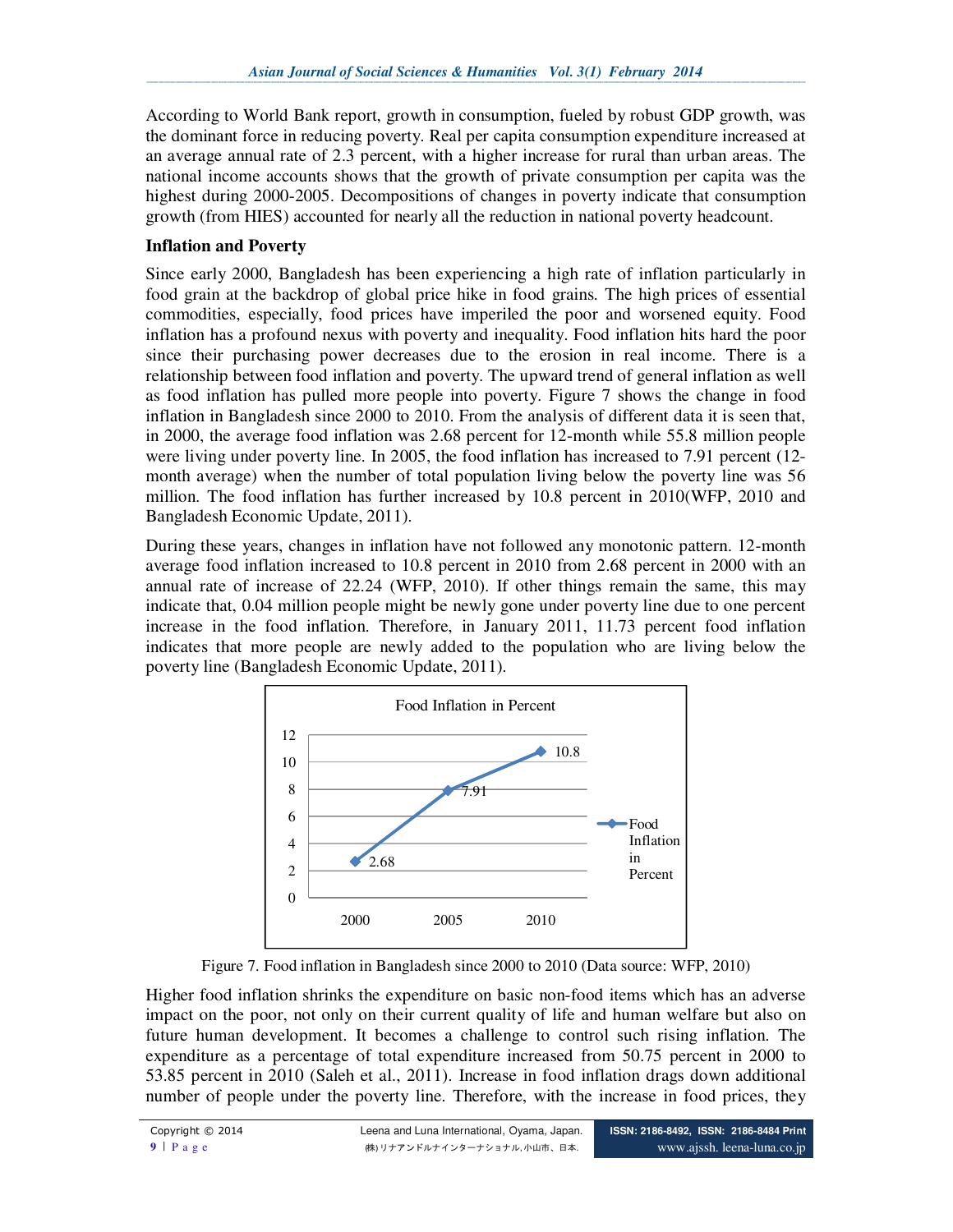According to World Bank report, growth in consumption, fueled by robust GDP growth, was the dominant force in reducing poverty. Real per capita consumption expenditure increased at an average annual rate of 2.3 percent, with a higher increase for rural than urban areas. The national income accounts shows that the growth of private consumption per capita was the highest during 2000-2005. Decompositions of changes in poverty indicate that consumption growth (from HIES) accounted for nearly all the reduction in national poverty headcount.

**Inflation and Poverty**

Since early 2000, Bangladesh has been experiencing a high rate of inflation particularly in food grain at the backdrop of global price hike in food grains. The high prices of essential commodities, especially, food prices have imperiled the poor and worsened equity. Food inflation has a profound nexus with poverty and inequality. Food inflation hits hard the poor since their purchasing power decreases due to the erosion in real income. There is a relationship between food inflation and poverty. The upward trend of general inflation as well as food inflation has pulled more people into poverty. Figure 7 shows the change in food inflation in Bangladesh since 2000 to 2010. From the analysis of different data it is seen that, in 2000, the average food inflation was 2.68 percent for 12-month while 55.8 million people were living under poverty line. In 2005, the food inflation has increased to 7.91 percent (12-month average) when the number of total population living below the poverty line was 56 million. The food inflation has further increased by 10.8 percent in 2010(WFP, 2010 and Bangladesh Economic Update, 2011).

During these years, changes in inflation have not followed any monotonic pattern. 12-month average food inflation increased to 10.8 percent in 2010 from 2.68 percent in 2000 with an annual rate of increase of 22.24 (WFP, 2010). If other things remain the same, this may indicate that, 0.04 million people might be newly gone under poverty line due to one percent increase in the food inflation. Therefore, in January 2011, 11.73 percent food inflation indicates that more people are newly added to the population who are living below the poverty line (Bangladesh Economic Update, 2011).

| Year | Food Inflation in Percent |
|---|---|
| 2000 | 2.68 |
| 2005 | 7.91 |
| 2010 | 10.8 |

Figure 7. Food inflation in Bangladesh since 2000 to 2010 (Data source: WFP, 2010)

Higher food inflation shrinks the expenditure on basic non-food items which has an adverse impact on the poor, not only on their current quality of life and human welfare but also on future human development. It becomes a challenge to control such rising inflation. The expenditure as a percentage of total expenditure increased from 50.75 percent in 2000 to 53.85 percent in 2010 (Saleh et al., 2011). Increase in food inflation drags down additional number of people under the poverty line. Therefore, with the increase in food prices, they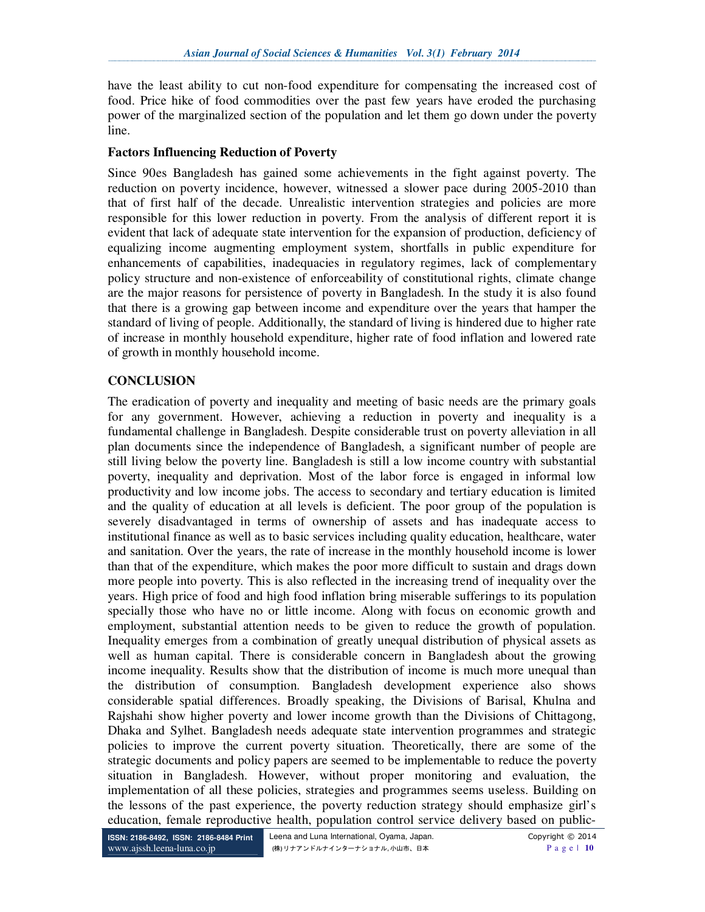have the least ability to cut non-food expenditure for compensating the increased cost of food. Price hike of food commodities over the past few years have eroded the purchasing power of the marginalized section of the population and let them go down under the poverty line.

**Factors Influencing Reduction of Poverty**

Since 90es Bangladesh has gained some achievements in the fight against poverty. The reduction on poverty incidence, however, witnessed a slower pace during 2005-2010 than that of first half of the decade. Unrealistic intervention strategies and policies are more responsible for this lower reduction in poverty. From the analysis of different report it is evident that lack of adequate state intervention for the expansion of production, deficiency of equalizing income augmenting employment system, shortfalls in public expenditure for enhancements of capabilities, inadequacies in regulatory regimes, lack of complementary policy structure and non-existence of enforceability of constitutional rights, climate change are the major reasons for persistence of poverty in Bangladesh. In the study it is also found that there is a growing gap between income and expenditure over the years that hamper the standard of living of people. Additionally, the standard of living is hindered due to higher rate of increase in monthly household expenditure, higher rate of food inflation and lowered rate of growth in monthly household income.

## CONCLUSION

The eradication of poverty and inequality and meeting of basic needs are the primary goals for any government. However, achieving a reduction in poverty and inequality is a fundamental challenge in Bangladesh. Despite considerable trust on poverty alleviation in all plan documents since the independence of Bangladesh, a significant number of people are still living below the poverty line. Bangladesh is still a low income country with substantial poverty, inequality and deprivation. Most of the labor force is engaged in informal low productivity and low income jobs. The access to secondary and tertiary education is limited and the quality of education at all levels is deficient. The poor group of the population is severely disadvantaged in terms of ownership of assets and has inadequate access to institutional finance as well as to basic services including quality education, healthcare, water and sanitation. Over the years, the rate of increase in the monthly household income is lower than that of the expenditure, which makes the poor more difficult to sustain and drags down more people into poverty. This is also reflected in the increasing trend of inequality over the years. High price of food and high food inflation bring miserable sufferings to its population specially those who have no or little income. Along with focus on economic growth and employment, substantial attention needs to be given to reduce the growth of population. Inequality emerges from a combination of greatly unequal distribution of physical assets as well as human capital. There is considerable concern in Bangladesh about the growing income inequality. Results show that the distribution of income is much more unequal than the distribution of consumption. Bangladesh development experience also shows considerable spatial differences. Broadly speaking, the Divisions of Barisal, Khulna and Rajshahi show higher poverty and lower income growth than the Divisions of Chittagong, Dhaka and Sylhet. Bangladesh needs adequate state intervention programmes and strategic policies to improve the current poverty situation. Theoretically, there are some of the strategic documents and policy papers are seemed to be implementable to reduce the poverty situation in Bangladesh. However, without proper monitoring and evaluation, the implementation of all these policies, strategies and programmes seems useless. Building on the lessons of the past experience, the poverty reduction strategy should emphasize girl's education, female reproductive health, population control service delivery based on public-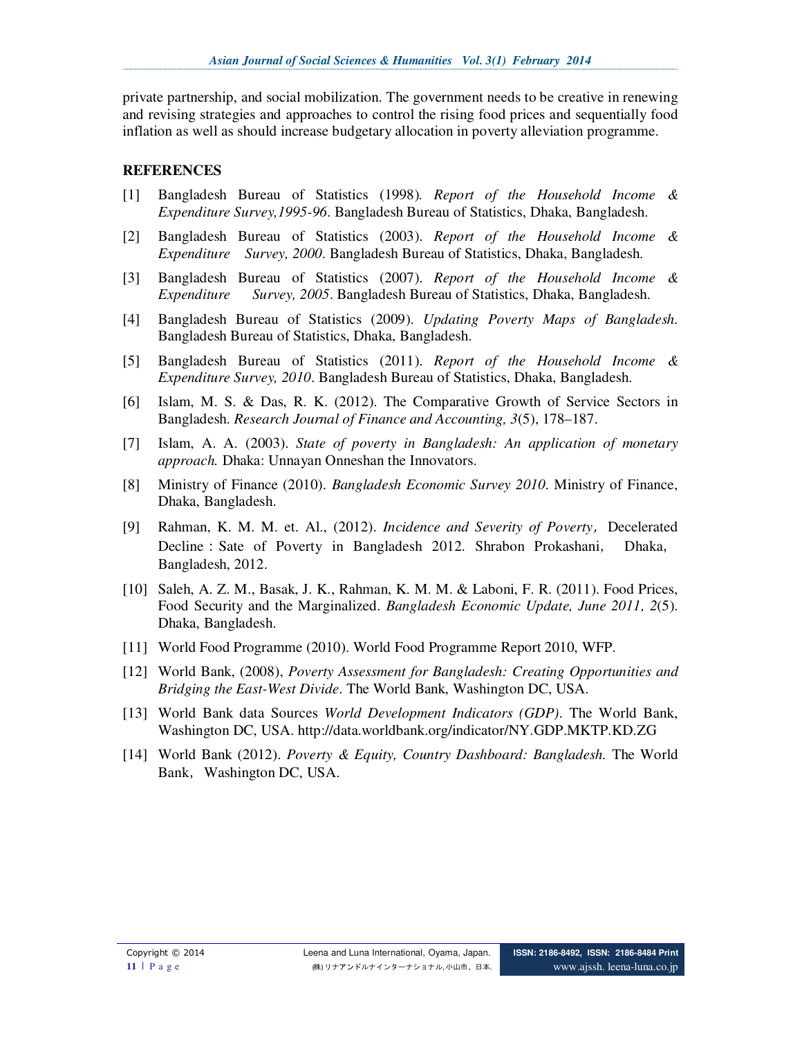private partnership, and social mobilization. The government needs to be creative in renewing and revising strategies and approaches to control the rising food prices and sequentially food inflation as well as should increase budgetary allocation in poverty alleviation programme.

## REFERENCES

[1] Bangladesh Bureau of Statistics (1998). *Report of the Household Income & Expenditure Survey,1995-96*. Bangladesh Bureau of Statistics, Dhaka, Bangladesh.

[2] Bangladesh Bureau of Statistics (2003). *Report of the Household Income & Expenditure Survey, 2000*. Bangladesh Bureau of Statistics, Dhaka, Bangladesh.

[3] Bangladesh Bureau of Statistics (2007). *Report of the Household Income & Expenditure Survey, 2005*. Bangladesh Bureau of Statistics, Dhaka, Bangladesh.

[4] Bangladesh Bureau of Statistics (2009). *Updating Poverty Maps of Bangladesh*. Bangladesh Bureau of Statistics, Dhaka, Bangladesh.

[5] Bangladesh Bureau of Statistics (2011). *Report of the Household Income & Expenditure Survey, 2010*. Bangladesh Bureau of Statistics, Dhaka, Bangladesh.

[6] Islam, M. S. & Das, R. K. (2012). The Comparative Growth of Service Sectors in Bangladesh. *Research Journal of Finance and Accounting, 3*(5), 178–187.

[7] Islam, A. A. (2003). *State of poverty in Bangladesh: An application of monetary approach.* Dhaka: Unnayan Onneshan the Innovators.

[8] Ministry of Finance (2010). *Bangladesh Economic Survey 2010*. Ministry of Finance, Dhaka, Bangladesh.

[9] Rahman, K. M. M. et. Al., (2012). *Incidence and Severity of Poverty*, Decelerated Decline : Sate of Poverty in Bangladesh 2012. Shrabon Prokashani, Dhaka, Bangladesh, 2012.

[10] Saleh, A. Z. M., Basak, J. K., Rahman, K. M. M. & Laboni, F. R. (2011). Food Prices, Food Security and the Marginalized. *Bangladesh Economic Update, June 2011, 2*(5). Dhaka, Bangladesh.

[11] World Food Programme (2010). World Food Programme Report 2010, WFP.

[12] World Bank, (2008), *Poverty Assessment for Bangladesh: Creating Opportunities and Bridging the East-West Divide*. The World Bank, Washington DC, USA.

[13] World Bank data Sources *World Development Indicators (GDP)*. The World Bank, Washington DC, USA. http://data.worldbank.org/indicator/NY.GDP.MKTP.KD.ZG

[14] World Bank (2012). *Poverty & Equity, Country Dashboard: Bangladesh.* The World Bank, Washington DC, USA.